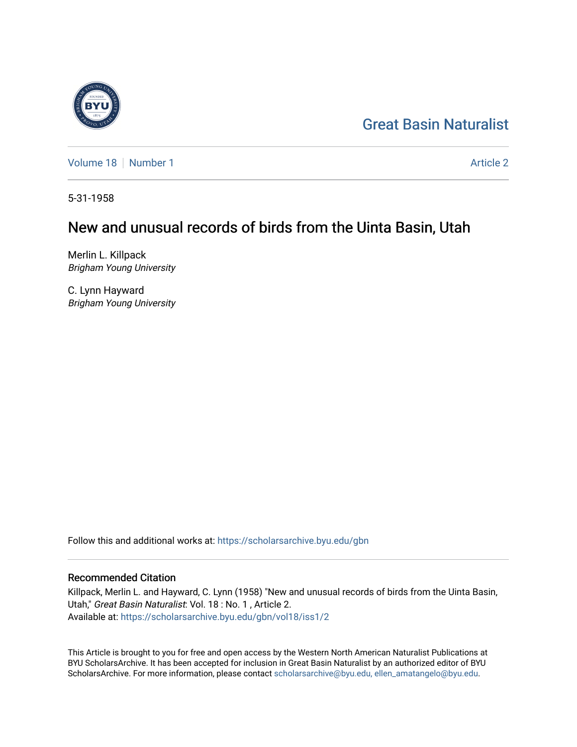Great Basin Naturalist

Volume 18 | Number 1 | Article 2

5-31-1958

# New and unusual records of birds from the Uinta Basin, Utah

Merlin L. Killpack
*Brigham Young University*

C. Lynn Hayward
*Brigham Young University*

Follow this and additional works at: https://scholarsarchive.byu.edu/gbn

## Recommended Citation

Killpack, Merlin L. and Hayward, C. Lynn (1958) "New and unusual records of birds from the Uinta Basin, Utah," *Great Basin Naturalist*: Vol. 18 : No. 1 , Article 2.
Available at: https://scholarsarchive.byu.edu/gbn/vol18/iss1/2

This Article is brought to you for free and open access by the Western North American Naturalist Publications at BYU ScholarsArchive. It has been accepted for inclusion in Great Basin Naturalist by an authorized editor of BYU ScholarsArchive. For more information, please contact scholarsarchive@byu.edu, ellen_amatangelo@byu.edu.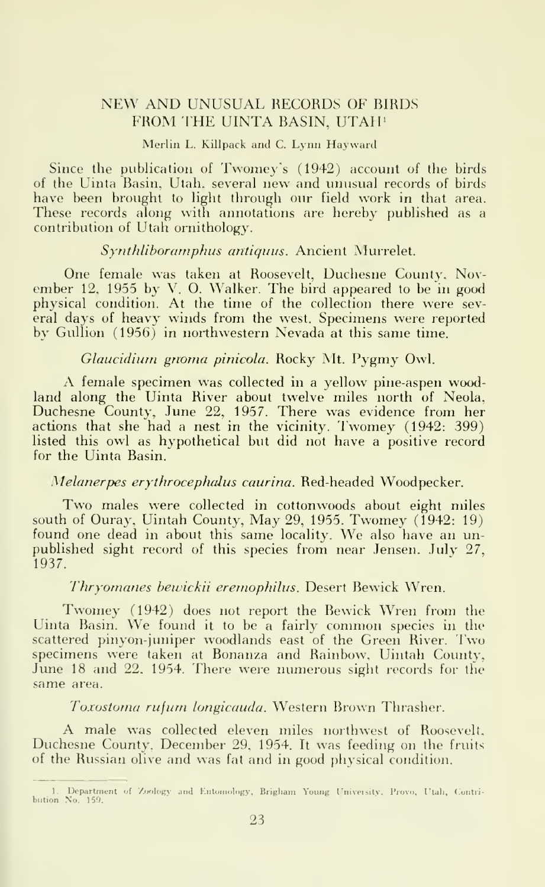# NEW AND UNUSUAL RECORDS OF BIRDS FROM THE UINTA BASIN, UTAH[1]

Merlin L. Killpack and C. Lynn Hayward

Since the publication of Twomey's (1942) account of the birds of the Uinta Basin, Utah, several new and unusual records of birds have been brought to light through our field work in that area. These records along with annotations are hereby published as a contribution of Utah ornithology.

*Synthliboramphus antiquus*. Ancient Murrelet.

One female was taken at Roosevelt, Duchesne County, November 12, 1955 by V. O. Walker. The bird appeared to be in good physical condition. At the time of the collection there were several days of heavy winds from the west. Specimens were reported by Gullion (1956) in northwestern Nevada at this same time.

*Glaucidium gnoma pinicola*. Rocky Mt. Pygmy Owl.

A female specimen was collected in a yellow pine-aspen woodland along the Uinta River about twelve miles north of Neola, Duchesne County, June 22, 1957. There was evidence from her actions that she had a nest in the vicinity. Twomey (1942: 399) listed this owl as hypothetical but did not have a positive record for the Uinta Basin.

*Melanerpes erythrocephalus caurina*. Red-headed Woodpecker.

Two males were collected in cottonwoods about eight miles south of Ouray, Uintah County, May 29, 1955. Twomey (1942: 19) found one dead in about this same locality. We also have an unpublished sight record of this species from near Jensen, July 27, 1937.

*Thryomanes bewickii eremophilus*. Desert Bewick Wren.

Twomey (1942) does not report the Bewick Wren from the Uinta Basin. We found it to be a fairly common species in the scattered pinyon-juniper woodlands east of the Green River. Two specimens were taken at Bonanza and Rainbow, Uintah County, June 18 and 22, 1954. There were numerous sight records for the same area.

*Toxostoma rufum longicauda*. Western Brown Thrasher.

A male was collected eleven miles northwest of Roosevelt, Duchesne County, December 29, 1954. It was feeding on the fruits of the Russian olive and was fat and in good physical condition.

---

1. Department of Zoology and Entomology, Brigham Young University, Provo, Utah, Contribution No. 159.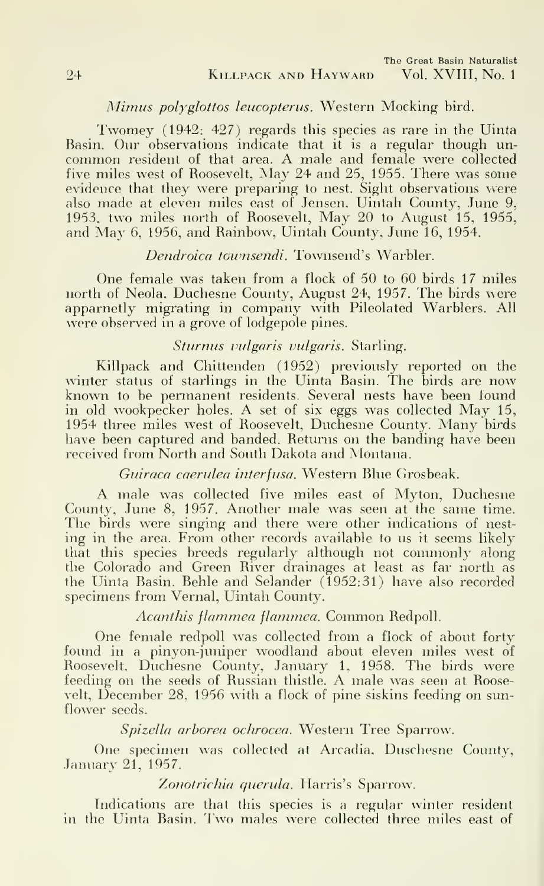*Mimus polyglottos leucopterus.* Western Mocking bird.

Twomey (1942: 427) regards this species as rare in the Uinta Basin. Our observations indicate that it is a regular though uncommon resident of that area. A male and female were collected five miles west of Roosevelt, May 24 and 25, 1955. There was some evidence that they were preparing to nest. Sight observations were also made at eleven miles east of Jensen, Uintah County, June 9, 1953, two miles north of Roosevelt, May 20 to August 15, 1955, and May 6, 1956, and Rainbow, Uintah County, June 16, 1954.

*Dendroica townsendi.* Townsend's Warbler.

One female was taken from a flock of 50 to 60 birds 17 miles north of Neola, Duchesne County, August 24, 1957. The birds were apparnetly migrating in company with Pileolated Warblers. All were observed in a grove of lodgepole pines.

*Sturnus vulgaris vulgaris.* Starling.

Killpack and Chittenden (1952) previously reported on the winter status of starlings in the Uinta Basin. The birds are now known to be permanent residents. Several nests have been found in old wookpecker holes. A set of six eggs was collected May 15, 1954 three miles west of Roosevelt, Duchesne County. Many birds have been captured and banded. Returns on the banding have been received from North and South Dakota and Montana.

*Guiraca caerulea interfusa.* Western Blue Grosbeak.

A male was collected five miles east of Myton, Duchesne County, June 8, 1957. Another male was seen at the same time. The birds were singing and there were other indications of nesting in the area. From other records available to us it seems likely that this species breeds regularly although not commonly along the Colorado and Green River drainages at least as far north as the Uinta Basin. Behle and Selander (1952:31) have also recorded specimens from Vernal, Uintah County.

*Acanthis flammea flammea.* Common Redpoll.

One female redpoll was collected from a flock of about forty found in a pinyon-juniper woodland about eleven miles west of Roosevelt, Duchesne County, January 1, 1958. The birds were feeding on the seeds of Russian thistle. A male was seen at Roosevelt, December 28, 1956 with a flock of pine siskins feeding on sunflower seeds.

*Spizella arborea ochrocea.* Western Tree Sparrow.

One specimen was collected at Arcadia, Duschesne County, January 21, 1957.

*Zonotrichia querula.* Harris's Sparrow.

Indications are that this species is a regular winter resident in the Uinta Basin. Two males were collected three miles east of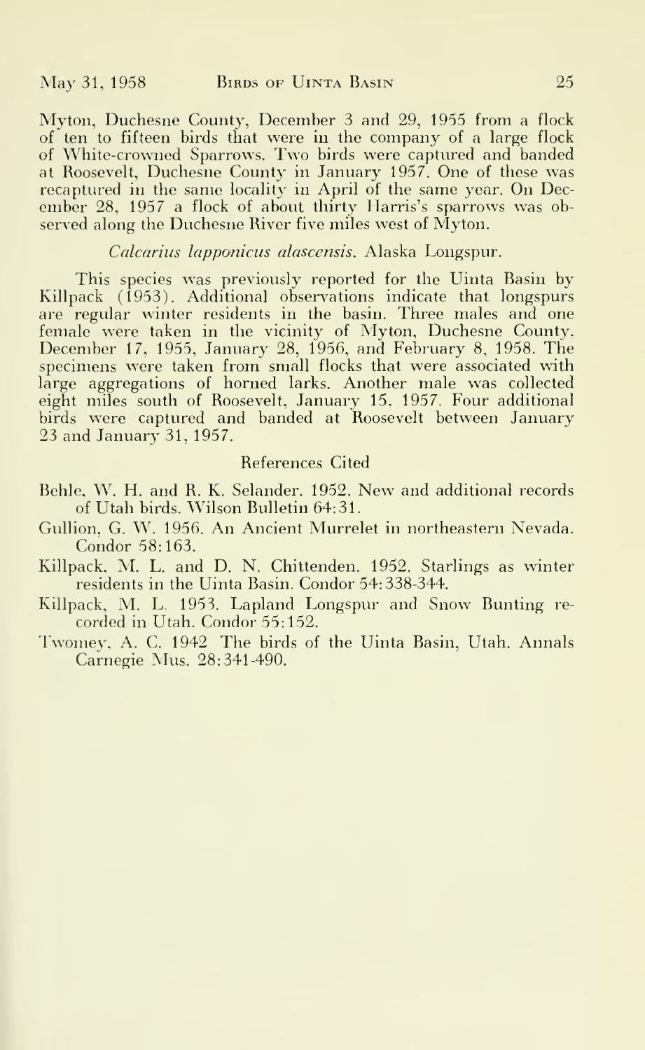Myton, Duchesne County, December 3 and 29, 1955 from a flock of ten to fifteen birds that were in the company of a large flock of White-crowned Sparrows. Two birds were captured and banded at Roosevelt, Duchesne County in January 1957. One of these was recaptured in the same locality in April of the same year. On December 28, 1957 a flock of about thirty Harris's sparrows was observed along the Duchesne River five miles west of Myton.

*Calcarius lapponicus alascensis*. Alaska Longspur.

This species was previously reported for the Uinta Basin by Killpack (1953). Additional observations indicate that longspurs are regular winter residents in the basin. Three males and one female were taken in the vicinity of Myton, Duchesne County, December 17, 1955, January 28, 1956, and February 8, 1958. The specimens were taken from small flocks that were associated with large aggregations of horned larks. Another male was collected eight miles south of Roosevelt, January 15, 1957. Four additional birds were captured and banded at Roosevelt between January 23 and January 31, 1957.

## References Cited

Behle, W. H. and R. K. Selander. 1952. New and additional records of Utah birds. Wilson Bulletin 64:31.

Gullion, G. W. 1956. An Ancient Murrelet in northeastern Nevada. Condor 58:163.

Killpack, M. L. and D. N. Chittenden. 1952. Starlings as winter residents in the Uinta Basin. Condor 54:338-344.

Killpack, M. L. 1953. Lapland Longspur and Snow Bunting recorded in Utah. Condor 55:152.

Twomey, A. C. 1942 The birds of the Uinta Basin, Utah. Annals Carnegie Mus. 28:341-490.